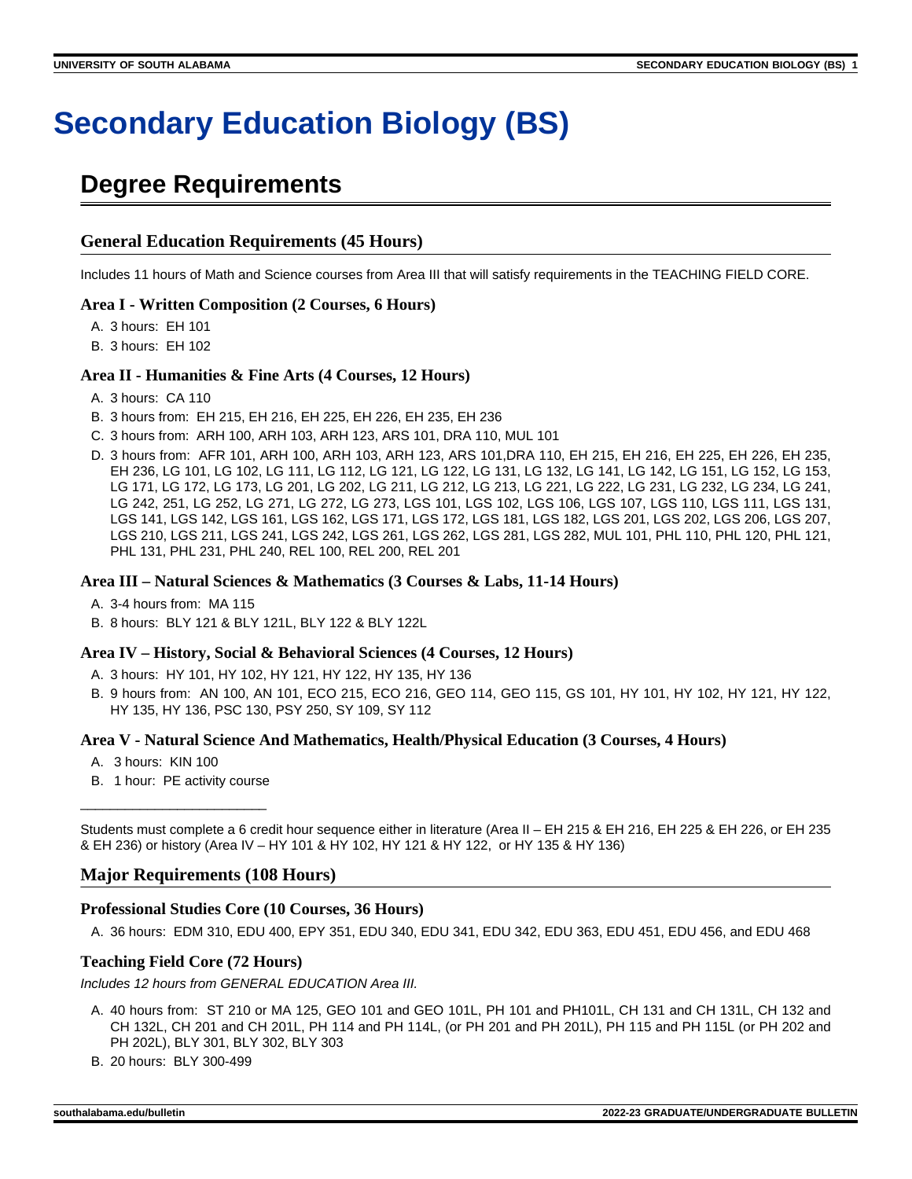# Secondary Education Biology (BS)

## Degree Requirements

### General Education Requirements (45 Hours)

Includes 11 hours of Math and Science courses from Area III that will satisfy requirements in the TEACHING FIELD CORE.

#### Area I - Written Composition (2 Courses, 6 Hours)

A. 3 hours: EH 101
B. 3 hours: EH 102

#### Area II - Humanities & Fine Arts (4 Courses, 12 Hours)

A. 3 hours: CA 110
B. 3 hours from: EH 215, EH 216, EH 225, EH 226, EH 235, EH 236
C. 3 hours from: ARH 100, ARH 103, ARH 123, ARS 101, DRA 110, MUL 101
D. 3 hours from: AFR 101, ARH 100, ARH 103, ARH 123, ARS 101,DRA 110, EH 215, EH 216, EH 225, EH 226, EH 235, EH 236, LG 101, LG 102, LG 111, LG 112, LG 121, LG 122, LG 131, LG 132, LG 141, LG 142, LG 151, LG 152, LG 153, LG 171, LG 172, LG 173, LG 201, LG 202, LG 211, LG 212, LG 213, LG 221, LG 222, LG 231, LG 232, LG 234, LG 241, LG 242, 251, LG 252, LG 271, LG 272, LG 273, LGS 101, LGS 102, LGS 106, LGS 107, LGS 110, LGS 111, LGS 131, LGS 141, LGS 142, LGS 161, LGS 162, LGS 171, LGS 172, LGS 181, LGS 182, LGS 201, LGS 202, LGS 206, LGS 207, LGS 210, LGS 211, LGS 241, LGS 242, LGS 261, LGS 262, LGS 281, LGS 282, MUL 101, PHL 110, PHL 120, PHL 121, PHL 131, PHL 231, PHL 240, REL 100, REL 200, REL 201

#### Area III – Natural Sciences & Mathematics (3 Courses & Labs, 11-14 Hours)

A. 3-4 hours from: MA 115
B. 8 hours: BLY 121 & BLY 121L, BLY 122 & BLY 122L

#### Area IV – History, Social & Behavioral Sciences (4 Courses, 12 Hours)

A. 3 hours: HY 101, HY 102, HY 121, HY 122, HY 135, HY 136
B. 9 hours from: AN 100, AN 101, ECO 215, ECO 216, GEO 114, GEO 115, GS 101, HY 101, HY 102, HY 121, HY 122, HY 135, HY 136, PSC 130, PSY 250, SY 109, SY 112

#### Area V - Natural Science And Mathematics, Health/Physical Education (3 Courses, 4 Hours)

A. 3 hours: KIN 100
B. 1 hour: PE activity course

\_\_\_\_\_\_\_\_\_\_\_\_\_\_\_\_\_\_\_\_\_\_\_\_\_\_

Students must complete a 6 credit hour sequence either in literature (Area II – EH 215 & EH 216, EH 225 & EH 226, or EH 235 & EH 236) or history (Area IV – HY 101 & HY 102, HY 121 & HY 122, or HY 135 & HY 136)

### Major Requirements (108 Hours)

#### Professional Studies Core (10 Courses, 36 Hours)

A. 36 hours: EDM 310, EDU 400, EPY 351, EDU 340, EDU 341, EDU 342, EDU 363, EDU 451, EDU 456, and EDU 468

#### Teaching Field Core (72 Hours)

*Includes 12 hours from GENERAL EDUCATION Area III.*

A. 40 hours from: ST 210 or MA 125, GEO 101 and GEO 101L, PH 101 and PH101L, CH 131 and CH 131L, CH 132 and CH 132L, CH 201 and CH 201L, PH 114 and PH 114L, (or PH 201 and PH 201L), PH 115 and PH 115L (or PH 202 and PH 202L), BLY 301, BLY 302, BLY 303
B. 20 hours: BLY 300-499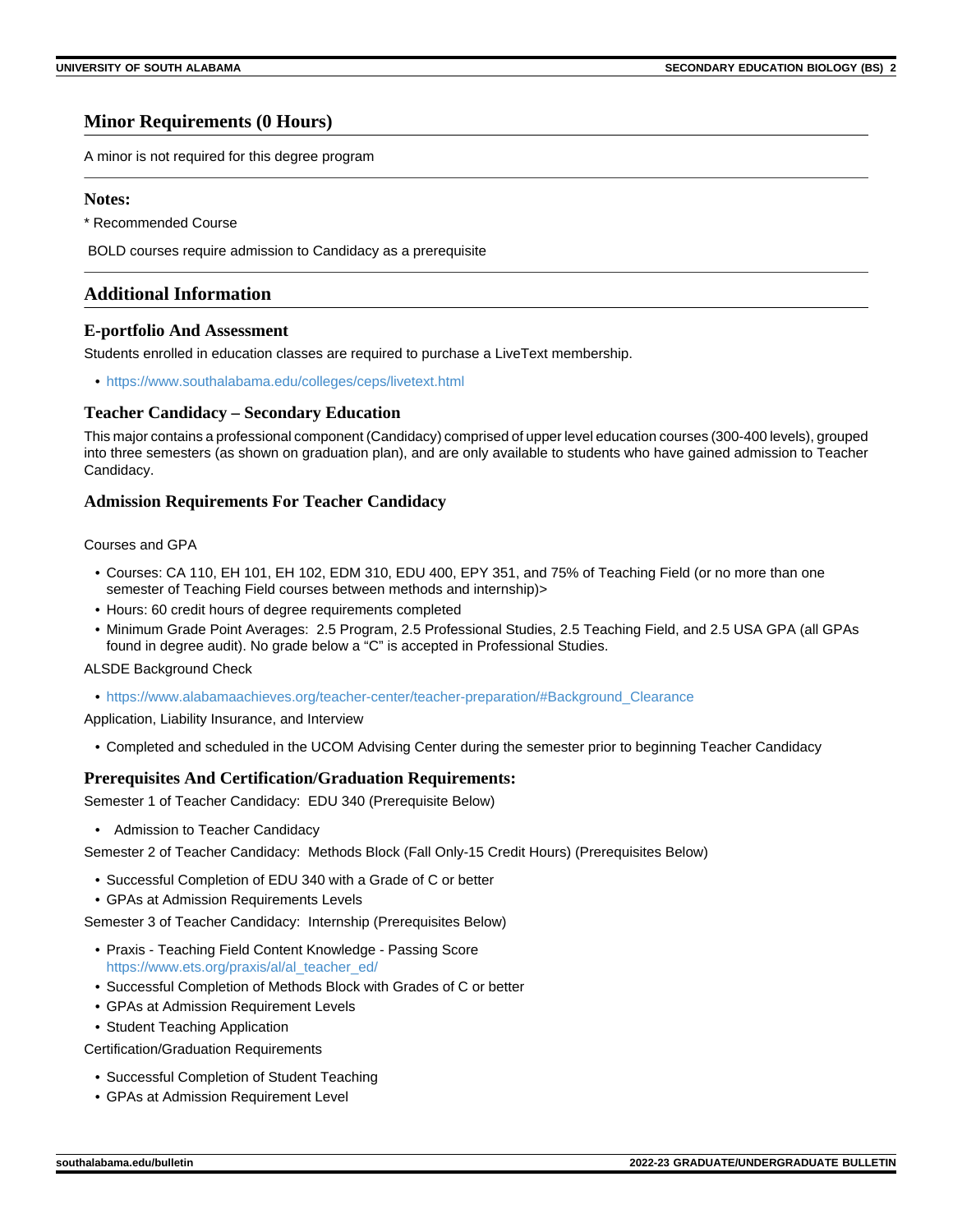## Minor Requirements (0 Hours)

A minor is not required for this degree program

## Notes:

* Recommended Course

BOLD courses require admission to Candidacy as a prerequisite

## Additional Information

### E-portfolio And Assessment

Students enrolled in education classes are required to purchase a LiveText membership.

- https://www.southalabama.edu/colleges/ceps/livetext.html

### Teacher Candidacy – Secondary Education

This major contains a professional component (Candidacy) comprised of upper level education courses (300-400 levels), grouped into three semesters (as shown on graduation plan), and are only available to students who have gained admission to Teacher Candidacy.

### Admission Requirements For Teacher Candidacy

Courses and GPA

- Courses: CA 110, EH 101, EH 102, EDM 310, EDU 400, EPY 351, and 75% of Teaching Field (or no more than one semester of Teaching Field courses between methods and internship)>
- Hours: 60 credit hours of degree requirements completed
- Minimum Grade Point Averages: 2.5 Program, 2.5 Professional Studies, 2.5 Teaching Field, and 2.5 USA GPA (all GPAs found in degree audit). No grade below a "C" is accepted in Professional Studies.

ALSDE Background Check

- https://www.alabamaachieves.org/teacher-center/teacher-preparation/#Background_Clearance

Application, Liability Insurance, and Interview

- Completed and scheduled in the UCOM Advising Center during the semester prior to beginning Teacher Candidacy

### Prerequisites And Certification/Graduation Requirements:

Semester 1 of Teacher Candidacy: EDU 340 (Prerequisite Below)

- Admission to Teacher Candidacy

Semester 2 of Teacher Candidacy: Methods Block (Fall Only-15 Credit Hours) (Prerequisites Below)

- Successful Completion of EDU 340 with a Grade of C or better
- GPAs at Admission Requirements Levels

Semester 3 of Teacher Candidacy: Internship (Prerequisites Below)

- Praxis - Teaching Field Content Knowledge - Passing Score https://www.ets.org/praxis/al/al_teacher_ed/
- Successful Completion of Methods Block with Grades of C or better
- GPAs at Admission Requirement Levels
- Student Teaching Application

Certification/Graduation Requirements

- Successful Completion of Student Teaching
- GPAs at Admission Requirement Level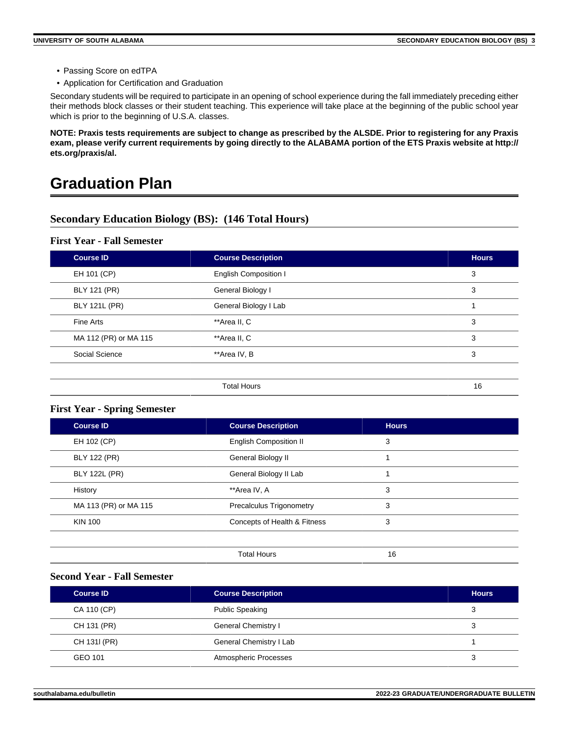- Passing Score on edTPA
- Application for Certification and Graduation

Secondary students will be required to participate in an opening of school experience during the fall immediately preceding either their methods block classes or their student teaching. This experience will take place at the beginning of the public school year which is prior to the beginning of U.S.A. classes.

**NOTE: Praxis tests requirements are subject to change as prescribed by the ALSDE. Prior to registering for any Praxis exam, please verify current requirements by going directly to the ALABAMA portion of the ETS Praxis website at http://ets.org/praxis/al.**

# Graduation Plan

## Secondary Education Biology (BS): (146 Total Hours)

### First Year - Fall Semester

| Course ID | Course Description | Hours |
|---|---|---|
| EH 101 (CP) | English Composition I | 3 |
| BLY 121 (PR) | General Biology I | 3 |
| BLY 121L (PR) | General Biology I Lab | 1 |
| Fine Arts | **Area II, C | 3 |
| MA 112 (PR) or MA 115 | **Area II, C | 3 |
| Social Science | **Area IV, B | 3 |
| | | |
| | Total Hours | 16 |

### First Year - Spring Semester

| Course ID | Course Description | Hours |
|---|---|---|
| EH 102 (CP) | English Composition II | 3 |
| BLY 122 (PR) | General Biology II | 1 |
| BLY 122L (PR) | General Biology II Lab | 1 |
| History | **Area IV, A | 3 |
| MA 113 (PR) or MA 115 | Precalculus Trigonometry | 3 |
| KIN 100 | Concepts of Health & Fitness | 3 |
| | | |
| | Total Hours | 16 |

### Second Year - Fall Semester

| Course ID | Course Description | Hours |
|---|---|---|
| CA 110 (CP) | Public Speaking | 3 |
| CH 131 (PR) | General Chemistry I | 3 |
| CH 131l (PR) | General Chemistry I Lab | 1 |
| GEO 101 | Atmospheric Processes | 3 |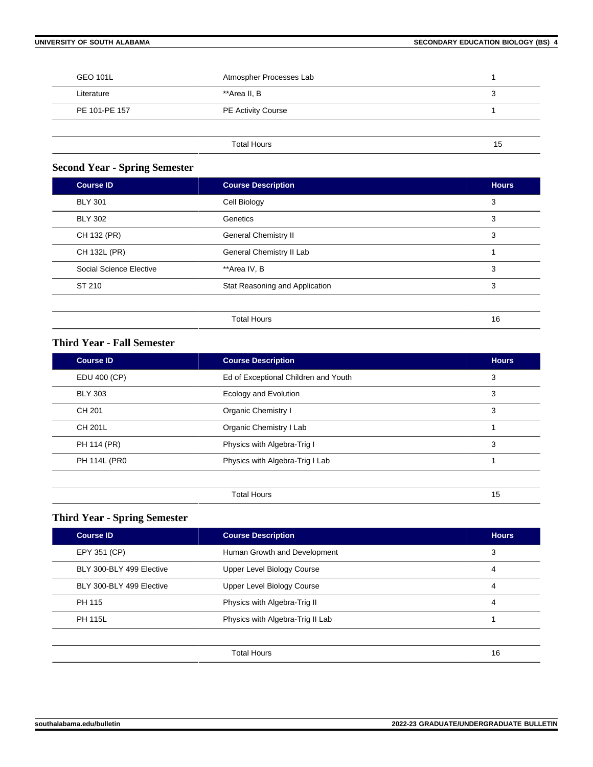| Course ID | Course Description | Hours |
|---|---|---|
| GEO 101L | Atmospher Processes Lab | 1 |
| Literature | **Area II, B | 3 |
| PE 101-PE 157 | PE Activity Course | 1 |
| | Total Hours | 15 |

### Second Year - Spring Semester

| Course ID | Course Description | Hours |
|---|---|---|
| BLY 301 | Cell Biology | 3 |
| BLY 302 | Genetics | 3 |
| CH 132 (PR) | General Chemistry II | 3 |
| CH 132L (PR) | General Chemistry II Lab | 1 |
| Social Science Elective | **Area IV, B | 3 |
| ST 210 | Stat Reasoning and Application | 3 |
| | Total Hours | 16 |

### Third Year - Fall Semester

| Course ID | Course Description | Hours |
|---|---|---|
| EDU 400 (CP) | Ed of Exceptional Children and Youth | 3 |
| BLY 303 | Ecology and Evolution | 3 |
| CH 201 | Organic Chemistry I | 3 |
| CH 201L | Organic Chemistry I Lab | 1 |
| PH 114 (PR) | Physics with Algebra-Trig I | 3 |
| PH 114L (PR0 | Physics with Algebra-Trig I Lab | 1 |
| | Total Hours | 15 |

### Third Year - Spring Semester

| Course ID | Course Description | Hours |
|---|---|---|
| EPY 351 (CP) | Human Growth and Development | 3 |
| BLY 300-BLY 499 Elective | Upper Level Biology Course | 4 |
| BLY 300-BLY 499 Elective | Upper Level Biology Course | 4 |
| PH 115 | Physics with Algebra-Trig II | 4 |
| PH 115L | Physics with Algebra-Trig II Lab | 1 |
| | Total Hours | 16 |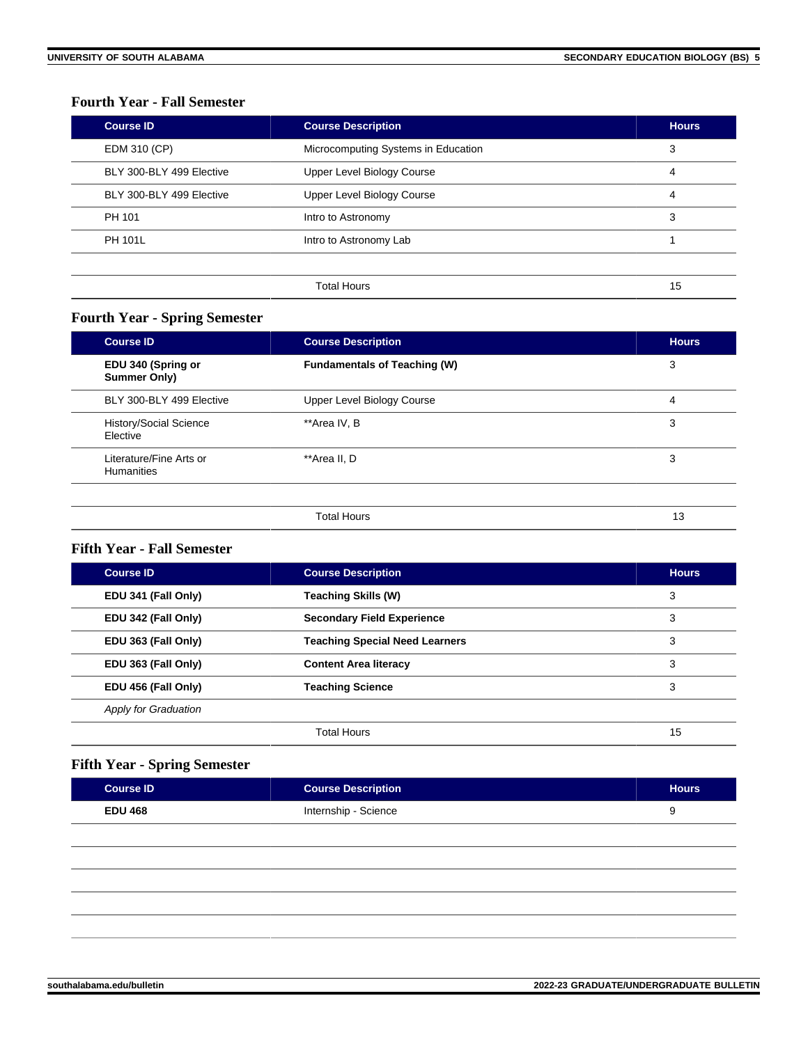### Fourth Year - Fall Semester

| Course ID | Course Description | Hours |
|---|---|---|
| EDM 310 (CP) | Microcomputing Systems in Education | 3 |
| BLY 300-BLY 499 Elective | Upper Level Biology Course | 4 |
| BLY 300-BLY 499 Elective | Upper Level Biology Course | 4 |
| PH 101 | Intro to Astronomy | 3 |
| PH 101L | Intro to Astronomy Lab | 1 |
| | | |
| | Total Hours | 15 |

### Fourth Year - Spring Semester

| Course ID | Course Description | Hours |
|---|---|---|
| **EDU 340 (Spring or Summer Only)** | **Fundamentals of Teaching (W)** | 3 |
| BLY 300-BLY 499 Elective | Upper Level Biology Course | 4 |
| History/Social Science Elective | **Area IV, B | 3 |
| Literature/Fine Arts or Humanities | **Area II, D | 3 |
| | | |
| | Total Hours | 13 |

### Fifth Year - Fall Semester

| Course ID | Course Description | Hours |
|---|---|---|
| **EDU 341 (Fall Only)** | **Teaching Skills (W)** | 3 |
| **EDU 342 (Fall Only)** | **Secondary Field Experience** | 3 |
| **EDU 363 (Fall Only)** | **Teaching Special Need Learners** | 3 |
| **EDU 363 (Fall Only)** | **Content Area literacy** | 3 |
| **EDU 456 (Fall Only)** | **Teaching Science** | 3 |
| *Apply for Graduation* | | |
| | Total Hours | 15 |

### Fifth Year - Spring Semester

| Course ID | Course Description | Hours |
|---|---|---|
| **EDU 468** | Internship - Science | 9 |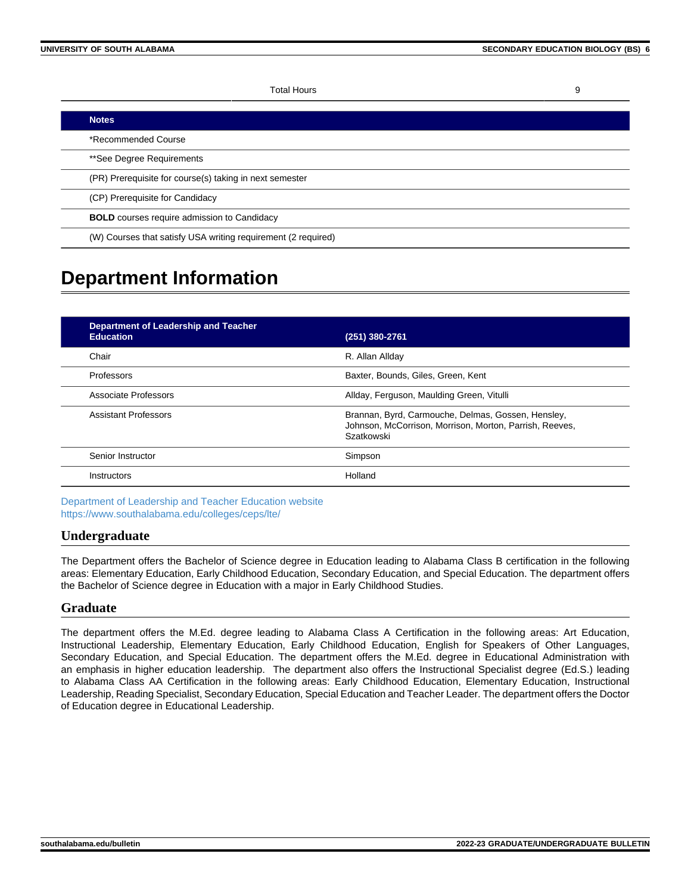| | |
|---|---|
| Total Hours | 9 |

| Notes |
|---|
| *Recommended Course |
| **See Degree Requirements |
| (PR) Prerequisite for course(s) taking in next semester |
| (CP) Prerequisite for Candidacy |
| **BOLD** courses require admission to Candidacy |
| (W) Courses that satisfy USA writing requirement (2 required) |

# Department Information

| Department of Leadership and Teacher Education | (251) 380-2761 |
|---|---|
| Chair | R. Allan Allday |
| Professors | Baxter, Bounds, Giles, Green, Kent |
| Associate Professors | Allday, Ferguson, Maulding Green, Vitulli |
| Assistant Professors | Brannan, Byrd, Carmouche, Delmas, Gossen, Hensley, Johnson, McCorrison, Morrison, Morton, Parrish, Reeves, Szatkowski |
| Senior Instructor | Simpson |
| Instructors | Holland |

Department of Leadership and Teacher Education website
https://www.southalabama.edu/colleges/ceps/lte/

## Undergraduate

The Department offers the Bachelor of Science degree in Education leading to Alabama Class B certification in the following areas: Elementary Education, Early Childhood Education, Secondary Education, and Special Education. The department offers the Bachelor of Science degree in Education with a major in Early Childhood Studies.

## Graduate

The department offers the M.Ed. degree leading to Alabama Class A Certification in the following areas: Art Education, Instructional Leadership, Elementary Education, Early Childhood Education, English for Speakers of Other Languages, Secondary Education, and Special Education. The department offers the M.Ed. degree in Educational Administration with an emphasis in higher education leadership. The department also offers the Instructional Specialist degree (Ed.S.) leading to Alabama Class AA Certification in the following areas: Early Childhood Education, Elementary Education, Instructional Leadership, Reading Specialist, Secondary Education, Special Education and Teacher Leader. The department offers the Doctor of Education degree in Educational Leadership.